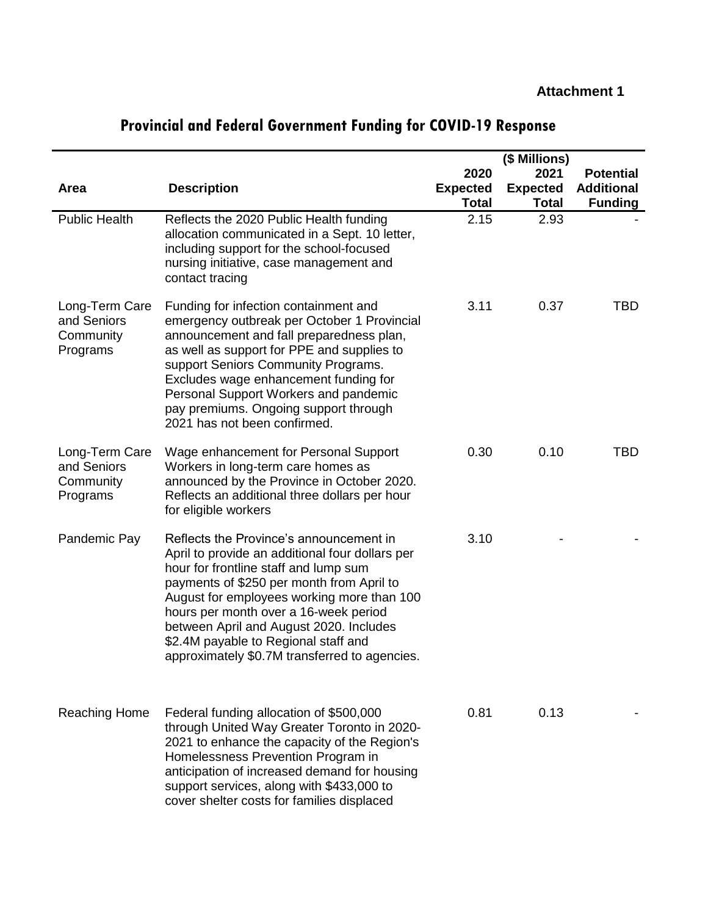**Attachment 1**

# Provincial and Federal Government Funding for COVID-19 Response

| Area | Description | ($ Millions) 2020 Expected Total | 2021 Expected Total | Potential Additional Funding |
|---|---|---|---|---|
| Public Health | Reflects the 2020 Public Health funding allocation communicated in a Sept. 10 letter, including support for the school-focused nursing initiative, case management and contact tracing | 2.15 | 2.93 | - |
| Long-Term Care and Seniors Community Programs | Funding for infection containment and emergency outbreak per October 1 Provincial announcement and fall preparedness plan, as well as support for PPE and supplies to support Seniors Community Programs. Excludes wage enhancement funding for Personal Support Workers and pandemic pay premiums. Ongoing support through 2021 has not been confirmed. | 3.11 | 0.37 | TBD |
| Long-Term Care and Seniors Community Programs | Wage enhancement for Personal Support Workers in long-term care homes as announced by the Province in October 2020. Reflects an additional three dollars per hour for eligible workers | 0.30 | 0.10 | TBD |
| Pandemic Pay | Reflects the Province's announcement in April to provide an additional four dollars per hour for frontline staff and lump sum payments of $250 per month from April to August for employees working more than 100 hours per month over a 16-week period between April and August 2020. Includes $2.4M payable to Regional staff and approximately $0.7M transferred to agencies. | 3.10 | - | - |
| Reaching Home | Federal funding allocation of $500,000 through United Way Greater Toronto in 2020-2021 to enhance the capacity of the Region's Homelessness Prevention Program in anticipation of increased demand for housing support services, along with $433,000 to cover shelter costs for families displaced | 0.81 | 0.13 | - |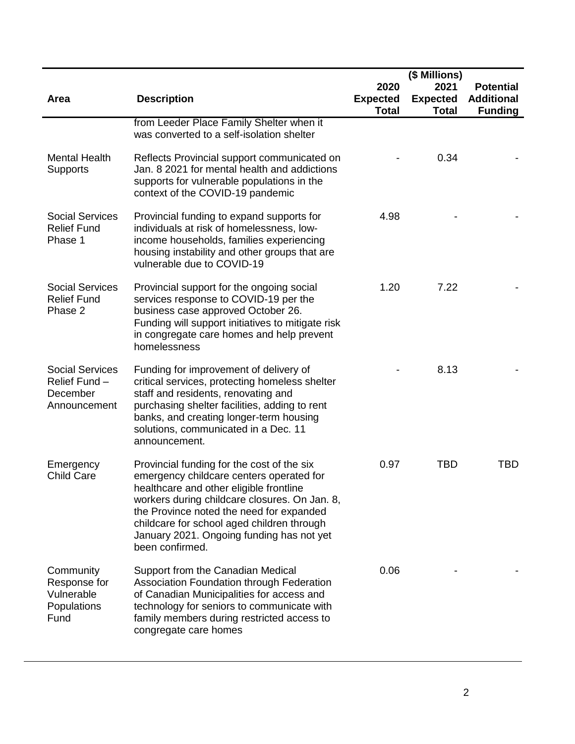| Area | Description | ($ Millions) 2020 Expected Total | 2021 Expected Total | Potential Additional Funding |
|---|---|---|---|---|
| | from Leeder Place Family Shelter when it was converted to a self-isolation shelter | | | |
| Mental Health Supports | Reflects Provincial support communicated on Jan. 8 2021 for mental health and addictions supports for vulnerable populations in the context of the COVID-19 pandemic | - | 0.34 | - |
| Social Services Relief Fund Phase 1 | Provincial funding to expand supports for individuals at risk of homelessness, low-income households, families experiencing housing instability and other groups that are vulnerable due to COVID-19 | 4.98 | - | - |
| Social Services Relief Fund Phase 2 | Provincial support for the ongoing social services response to COVID-19 per the business case approved October 26. Funding will support initiatives to mitigate risk in congregate care homes and help prevent homelessness | 1.20 | 7.22 | - |
| Social Services Relief Fund – December Announcement | Funding for improvement of delivery of critical services, protecting homeless shelter staff and residents, renovating and purchasing shelter facilities, adding to rent banks, and creating longer-term housing solutions, communicated in a Dec. 11 announcement. | - | 8.13 | - |
| Emergency Child Care | Provincial funding for the cost of the six emergency childcare centers operated for healthcare and other eligible frontline workers during childcare closures. On Jan. 8, the Province noted the need for expanded childcare for school aged children through January 2021. Ongoing funding has not yet been confirmed. | 0.97 | TBD | TBD |
| Community Response for Vulnerable Populations Fund | Support from the Canadian Medical Association Foundation through Federation of Canadian Municipalities for access and technology for seniors to communicate with family members during restricted access to congregate care homes | 0.06 | - | - |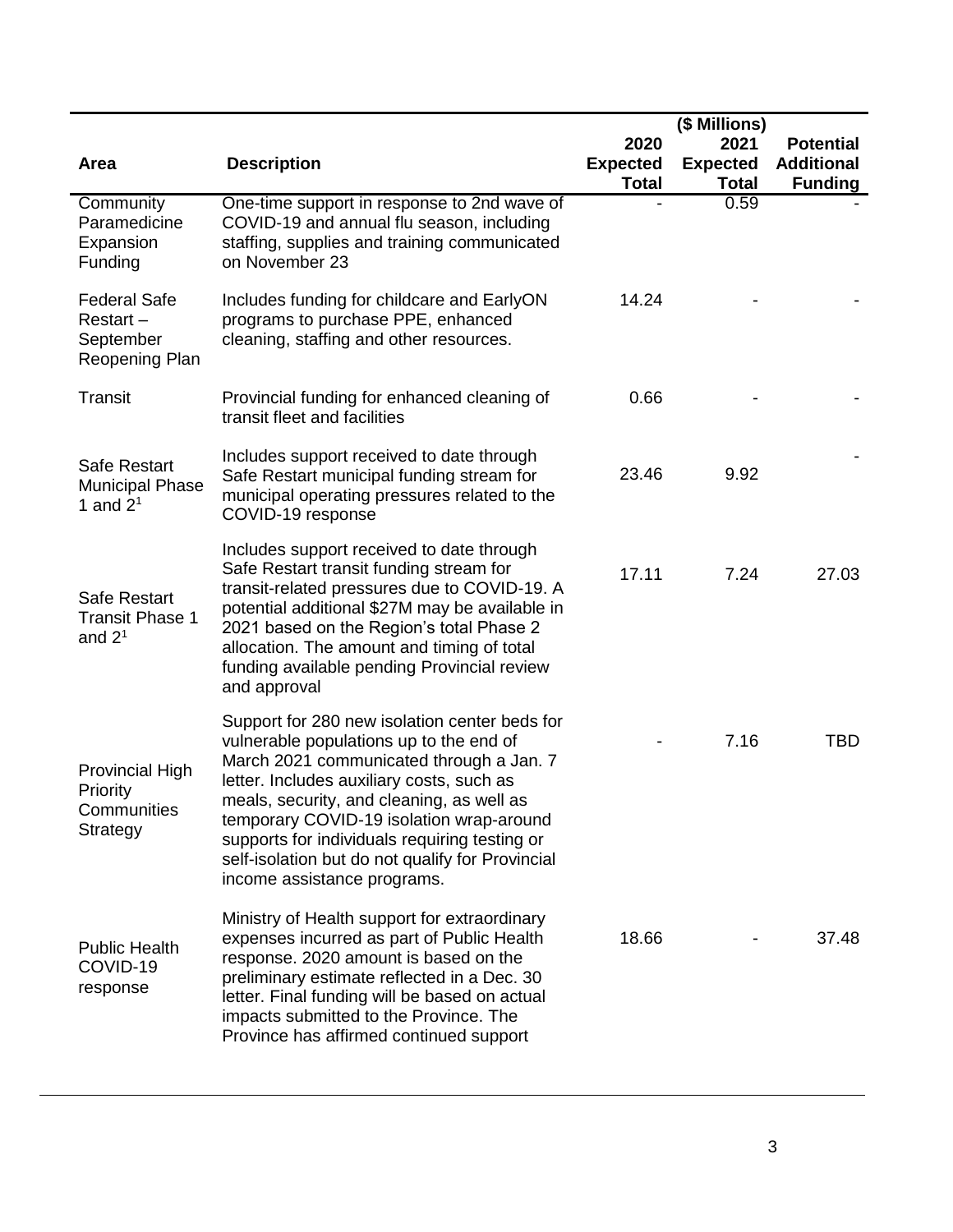| Area | Description | ($ Millions) 2020 Expected Total | 2021 Expected Total | Potential Additional Funding |
|---|---|---|---|---|
| Community Paramedicine Expansion Funding | One-time support in response to 2nd wave of COVID-19 and annual flu season, including staffing, supplies and training communicated on November 23 | - | 0.59 | - |
| Federal Safe Restart – September Reopening Plan | Includes funding for childcare and EarlyON programs to purchase PPE, enhanced cleaning, staffing and other resources. | 14.24 | - | - |
| Transit | Provincial funding for enhanced cleaning of transit fleet and facilities | 0.66 | - | - |
| Safe Restart Municipal Phase 1 and 2[1] | Includes support received to date through Safe Restart municipal funding stream for municipal operating pressures related to the COVID-19 response | 23.46 | 9.92 | - |
| Safe Restart Transit Phase 1 and 2[1] | Includes support received to date through Safe Restart transit funding stream for transit-related pressures due to COVID-19. A potential additional $27M may be available in 2021 based on the Region's total Phase 2 allocation. The amount and timing of total funding available pending Provincial review and approval | 17.11 | 7.24 | 27.03 |
| Provincial High Priority Communities Strategy | Support for 280 new isolation center beds for vulnerable populations up to the end of March 2021 communicated through a Jan. 7 letter. Includes auxiliary costs, such as meals, security, and cleaning, as well as temporary COVID-19 isolation wrap-around supports for individuals requiring testing or self-isolation but do not qualify for Provincial income assistance programs. | - | 7.16 | TBD |
| Public Health COVID-19 response | Ministry of Health support for extraordinary expenses incurred as part of Public Health response. 2020 amount is based on the preliminary estimate reflected in a Dec. 30 letter. Final funding will be based on actual impacts submitted to the Province. The Province has affirmed continued support | 18.66 | - | 37.48 |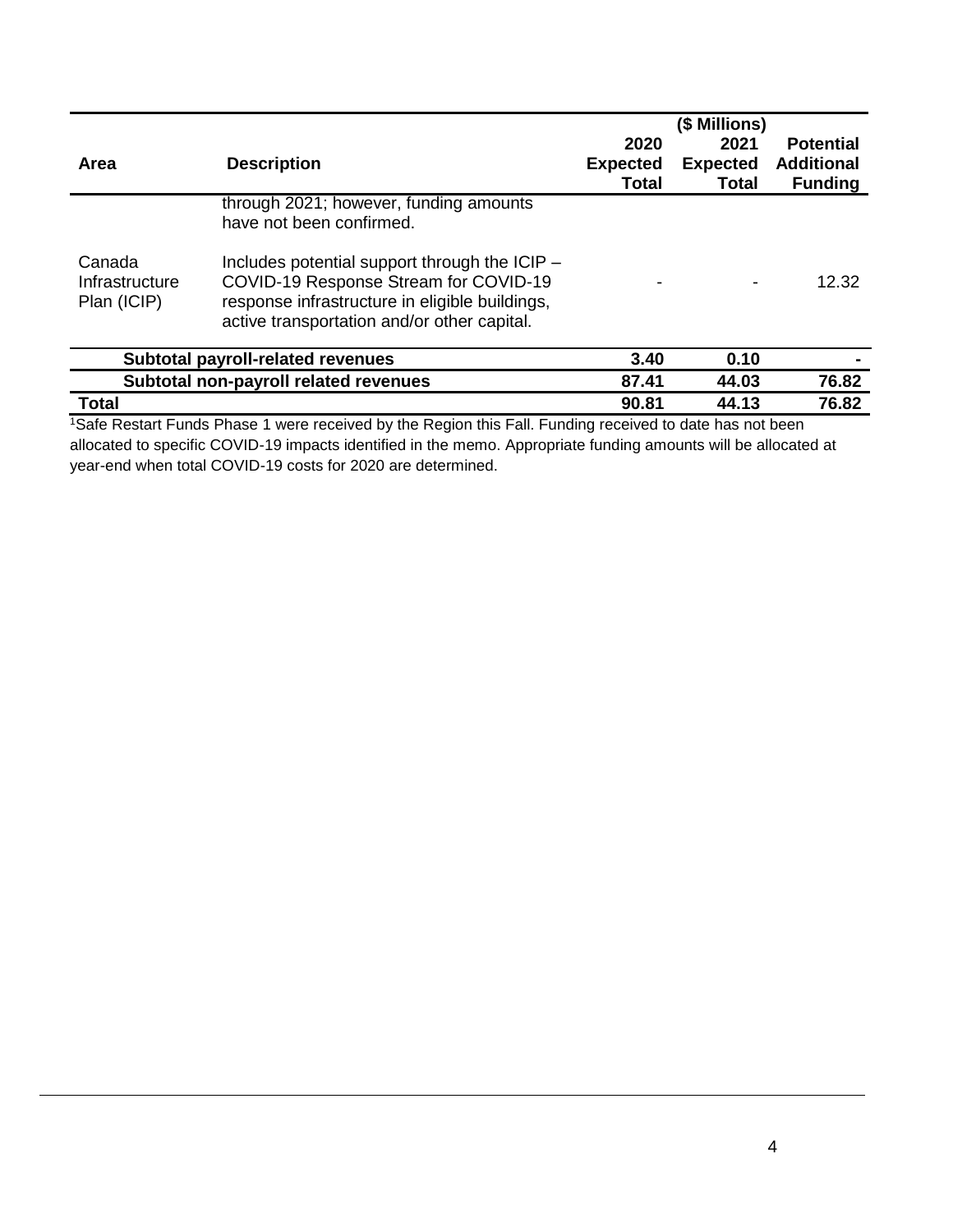| Area | Description | 2020 Expected Total ($ Millions) | 2021 Expected Total ($ Millions) | Potential Additional Funding ($ Millions) |
|---|---|---|---|---|
| | through 2021; however, funding amounts have not been confirmed. | | | |
| Canada Infrastructure Plan (ICIP) | Includes potential support through the ICIP – COVID-19 Response Stream for COVID-19 response infrastructure in eligible buildings, active transportation and/or other capital. | - | - | 12.32 |
| **Subtotal payroll-related revenues** | | **3.40** | **0.10** | **-** |
| **Subtotal non-payroll related revenues** | | **87.41** | **44.03** | **76.82** |
| **Total** | | **90.81** | **44.13** | **76.82** |

[1]Safe Restart Funds Phase 1 were received by the Region this Fall. Funding received to date has not been allocated to specific COVID-19 impacts identified in the memo. Appropriate funding amounts will be allocated at year-end when total COVID-19 costs for 2020 are determined.